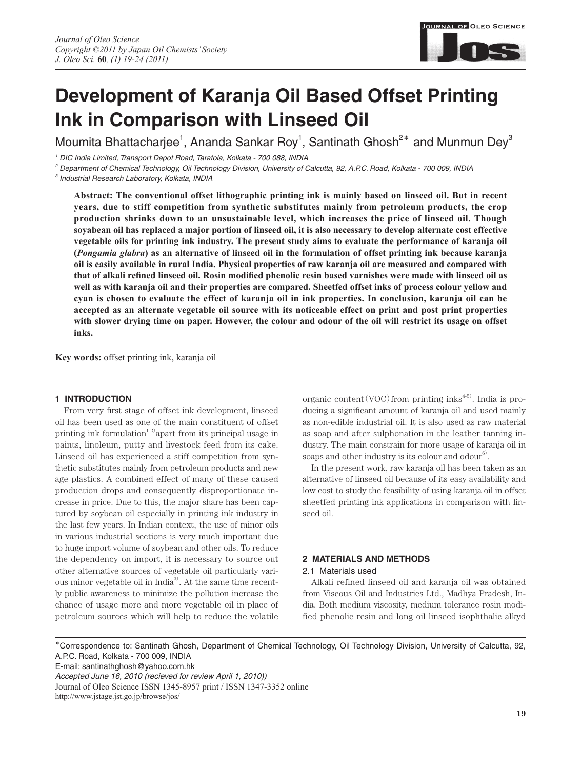# Development of Karanja Oil Based Offset Printing Ink in Comparison with Linseed Oil

Moumita Bhattacharjee[1], Ananda Sankar Roy[1], Santinath Ghosh[2*] and Munmun Dey[3]

[1] DIC India Limited, Transport Depot Road, Taratola, Kolkata - 700 088, INDIA
[2] Department of Chemical Technology, Oil Technology Division, University of Calcutta, 92, A.P.C. Road, Kolkata - 700 009, INDIA
[3] Industrial Research Laboratory, Kolkata, INDIA

**Abstract: The conventional offset lithographic printing ink is mainly based on linseed oil. But in recent years, due to stiff competition from synthetic substitutes mainly from petroleum products, the crop production shrinks down to an unsustainable level, which increases the price of linseed oil. Though soyabean oil has replaced a major portion of linseed oil, it is also necessary to develop alternate cost effective vegetable oils for printing ink industry. The present study aims to evaluate the performance of karanja oil (*Pongamia glabra*) as an alternative of linseed oil in the formulation of offset printing ink because karanja oil is easily available in rural India. Physical properties of raw karanja oil are measured and compared with that of alkali refined linseed oil. Rosin modified phenolic resin based varnishes were made with linseed oil as well as with karanja oil and their properties are compared. Sheetfed offset inks of process colour yellow and cyan is chosen to evaluate the effect of karanja oil in ink properties. In conclusion, karanja oil can be accepted as an alternate vegetable oil source with its noticeable effect on print and post print properties with slower drying time on paper. However, the colour and odour of the oil will restrict its usage on offset inks.**

**Key words:** offset printing ink, karanja oil

## 1 INTRODUCTION

From very first stage of offset ink development, linseed oil has been used as one of the main constituent of offset printing ink formulation[1-2] apart from its principal usage in paints, linoleum, putty and livestock feed from its cake. Linseed oil has experienced a stiff competition from synthetic substitutes mainly from petroleum products and new age plastics. A combined effect of many of these caused production drops and consequently disproportionate increase in price. Due to this, the major share has been captured by soybean oil especially in printing ink industry in the last few years. In Indian context, the use of minor oils in various industrial sections is very much important due to huge import volume of soybean and other oils. To reduce the dependency on import, it is necessary to source out other alternative sources of vegetable oil particularly various minor vegetable oil in India[3]. At the same time recently public awareness to minimize the pollution increase the chance of usage more and more vegetable oil in place of petroleum sources which will help to reduce the volatile organic content (VOC) from printing inks[4-5]. India is producing a significant amount of karanja oil and used mainly as non-edible industrial oil. It is also used as raw material as soap and after sulphonation in the leather tanning industry. The main constrain for more usage of karanja oil in soaps and other industry is its colour and odour[6].

In the present work, raw karanja oil has been taken as an alternative of linseed oil because of its easy availability and low cost to study the feasibility of using karanja oil in offset sheetfed printing ink applications in comparison with linseed oil.

## 2 MATERIALS AND METHODS

### 2.1 Materials used

Alkali refined linseed oil and karanja oil was obtained from Viscous Oil and Industries Ltd., Madhya Pradesh, India. Both medium viscosity, medium tolerance rosin modified phenolic resin and long oil linseed isophthalic alkyd

---

*Correspondence to: Santinath Ghosh, Department of Chemical Technology, Oil Technology Division, University of Calcutta, 92, A.P.C. Road, Kolkata - 700 009, INDIA
E-mail: santinathghosh@yahoo.com.hk
Accepted June 16, 2010 (recieved for review April 1, 2010))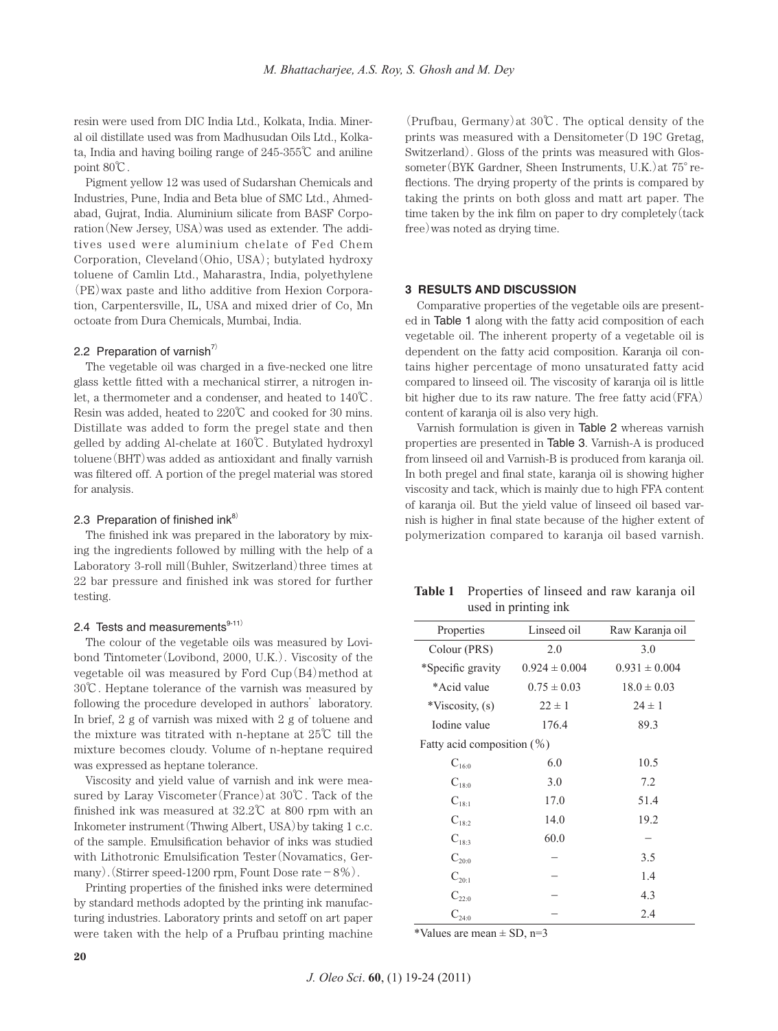resin were used from DIC India Ltd., Kolkata, India. Mineral oil distillate used was from Madhusudan Oils Ltd., Kolkata, India and having boiling range of 245-355℃ and aniline point 80℃.

Pigment yellow 12 was used of Sudarshan Chemicals and Industries, Pune, India and Beta blue of SMC Ltd., Ahmedabad, Gujrat, India. Aluminium silicate from BASF Corporation (New Jersey, USA) was used as extender. The additives used were aluminium chelate of Fed Chem Corporation, Cleveland (Ohio, USA); butylated hydroxy toluene of Camlin Ltd., Maharastra, India, polyethylene (PE) wax paste and litho additive from Hexion Corporation, Carpentersville, IL, USA and mixed drier of Co, Mn octoate from Dura Chemicals, Mumbai, India.

### 2.2 Preparation of varnish[7)]

The vegetable oil was charged in a five-necked one litre glass kettle fitted with a mechanical stirrer, a nitrogen inlet, a thermometer and a condenser, and heated to 140℃. Resin was added, heated to 220℃ and cooked for 30 mins. Distillate was added to form the pregel state and then gelled by adding Al-chelate at 160℃. Butylated hydroxyl toluene (BHT) was added as antioxidant and finally varnish was filtered off. A portion of the pregel material was stored for analysis.

### 2.3 Preparation of finished ink[8)]

The finished ink was prepared in the laboratory by mixing the ingredients followed by milling with the help of a Laboratory 3-roll mill (Buhler, Switzerland) three times at 22 bar pressure and finished ink was stored for further testing.

### 2.4 Tests and measurements[9-11)]

The colour of the vegetable oils was measured by Lovibond Tintometer (Lovibond, 2000, U.K.). Viscosity of the vegetable oil was measured by Ford Cup (B4) method at 30℃. Heptane tolerance of the varnish was measured by following the procedure developed in authors' laboratory. In brief, 2 g of varnish was mixed with 2 g of toluene and the mixture was titrated with n-heptane at 25℃ till the mixture becomes cloudy. Volume of n-heptane required was expressed as heptane tolerance.

Viscosity and yield value of varnish and ink were measured by Laray Viscometer (France) at 30℃. Tack of the finished ink was measured at 32.2℃ at 800 rpm with an Inkometer instrument (Thwing Albert, USA) by taking 1 c.c. of the sample. Emulsification behavior of inks was studied with Lithotronic Emulsification Tester (Novamatics, Germany). (Stirrer speed-1200 rpm, Fount Dose rate − 8%).

Printing properties of the finished inks were determined by standard methods adopted by the printing ink manufacturing industries. Laboratory prints and setoff on art paper were taken with the help of a Prufbau printing machine (Prufbau, Germany) at 30℃. The optical density of the prints was measured with a Densitometer (D 19C Gretag, Switzerland). Gloss of the prints was measured with Glossometer (BYK Gardner, Sheen Instruments, U.K.) at 75° reflections. The drying property of the prints is compared by taking the prints on both gloss and matt art paper. The time taken by the ink film on paper to dry completely (tack free) was noted as drying time.

## 3 RESULTS AND DISCUSSION

Comparative properties of the vegetable oils are presented in Table 1 along with the fatty acid composition of each vegetable oil. The inherent property of a vegetable oil is dependent on the fatty acid composition. Karanja oil contains higher percentage of mono unsaturated fatty acid compared to linseed oil. The viscosity of karanja oil is little bit higher due to its raw nature. The free fatty acid (FFA) content of karanja oil is also very high.

Varnish formulation is given in Table 2 whereas varnish properties are presented in Table 3. Varnish-A is produced from linseed oil and Varnish-B is produced from karanja oil. In both pregel and final state, karanja oil is showing higher viscosity and tack, which is mainly due to high FFA content of karanja oil. But the yield value of linseed oil based varnish is higher in final state because of the higher extent of polymerization compared to karanja oil based varnish.

**Table 1** Properties of linseed and raw karanja oil used in printing ink

| Properties | Linseed oil | Raw Karanja oil |
|---|---|---|
| Colour (PRS) | 2.0 | 3.0 |
| *Specific gravity | 0.924 ± 0.004 | 0.931 ± 0.004 |
| *Acid value | 0.75 ± 0.03 | 18.0 ± 0.03 |
| *Viscosity, (s) | 22 ± 1 | 24 ± 1 |
| Iodine value | 176.4 | 89.3 |
| Fatty acid composition (%) | | |
| $C_{16:0}$ | 6.0 | 10.5 |
| $C_{18:0}$ | 3.0 | 7.2 |
| $C_{18:1}$ | 17.0 | 51.4 |
| $C_{18:2}$ | 14.0 | 19.2 |
| $C_{18:3}$ | 60.0 | – |
| $C_{20:0}$ | – | 3.5 |
| $C_{20:1}$ | – | 1.4 |
| $C_{22:0}$ | – | 4.3 |
| $C_{24:0}$ | – | 2.4 |

*Values are mean ± SD, n=3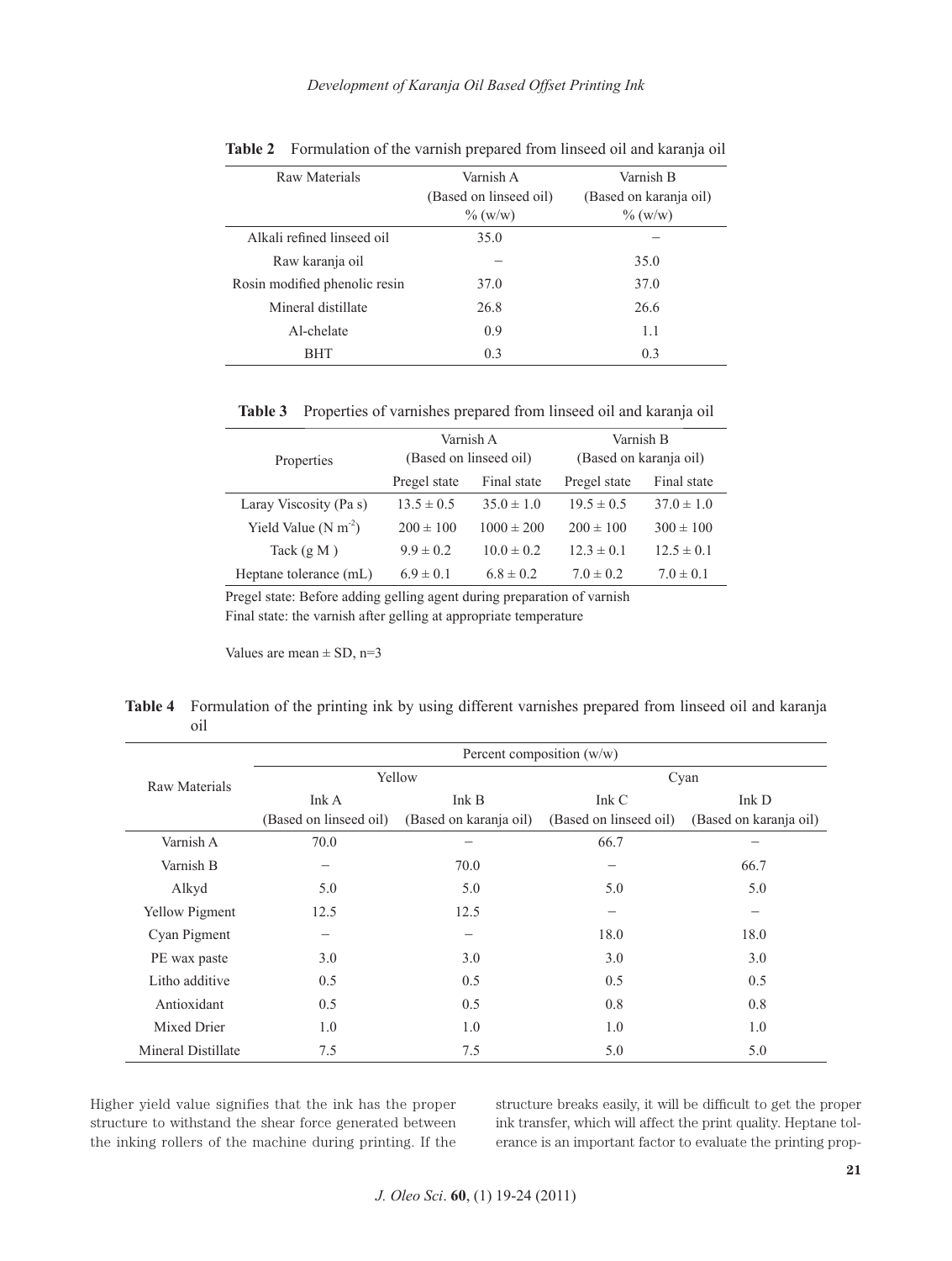**Table 2** Formulation of the varnish prepared from linseed oil and karanja oil

| Raw Materials | Varnish A (Based on linseed oil) % (w/w) | Varnish B (Based on karanja oil) % (w/w) |
|---|---|---|
| Alkali refined linseed oil | 35.0 | – |
| Raw karanja oil | – | 35.0 |
| Rosin modified phenolic resin | 37.0 | 37.0 |
| Mineral distillate | 26.8 | 26.6 |
| Al-chelate | 0.9 | 1.1 |
| BHT | 0.3 | 0.3 |

**Table 3** Properties of varnishes prepared from linseed oil and karanja oil

| Properties | Varnish A (Based on linseed oil) | | Varnish B (Based on karanja oil) | |
|---|---|---|---|---|
| | Pregel state | Final state | Pregel state | Final state |
| Laray Viscosity (Pa s) | 13.5 ± 0.5 | 35.0 ± 1.0 | 19.5 ± 0.5 | 37.0 ± 1.0 |
| Yield Value (N $m^{-2}$) | 200 ± 100 | 1000 ± 200 | 200 ± 100 | 300 ± 100 |
| Tack (g M ) | 9.9 ± 0.2 | 10.0 ± 0.2 | 12.3 ± 0.1 | 12.5 ± 0.1 |
| Heptane tolerance (mL) | 6.9 ± 0.1 | 6.8 ± 0.2 | 7.0 ± 0.2 | 7.0 ± 0.1 |

Pregel state: Before adding gelling agent during preparation of varnish
Final state: the varnish after gelling at appropriate temperature

Values are mean ± SD, n=3

**Table 4** Formulation of the printing ink by using different varnishes prepared from linseed oil and karanja oil

| Raw Materials | Percent composition (w/w) | | | |
|---|---|---|---|---|
| | Yellow | | Cyan | |
| | Ink A (Based on linseed oil) | Ink B (Based on karanja oil) | Ink C (Based on linseed oil) | Ink D (Based on karanja oil) |
| Varnish A | 70.0 | – | 66.7 | – |
| Varnish B | – | 70.0 | – | 66.7 |
| Alkyd | 5.0 | 5.0 | 5.0 | 5.0 |
| Yellow Pigment | 12.5 | 12.5 | – | – |
| Cyan Pigment | – | – | 18.0 | 18.0 |
| PE wax paste | 3.0 | 3.0 | 3.0 | 3.0 |
| Litho additive | 0.5 | 0.5 | 0.5 | 0.5 |
| Antioxidant | 0.5 | 0.5 | 0.8 | 0.8 |
| Mixed Drier | 1.0 | 1.0 | 1.0 | 1.0 |
| Mineral Distillate | 7.5 | 7.5 | 5.0 | 5.0 |

Higher yield value signifies that the ink has the proper structure to withstand the shear force generated between the inking rollers of the machine during printing. If the structure breaks easily, it will be difficult to get the proper ink transfer, which will affect the print quality. Heptane tolerance is an important factor to evaluate the printing prop-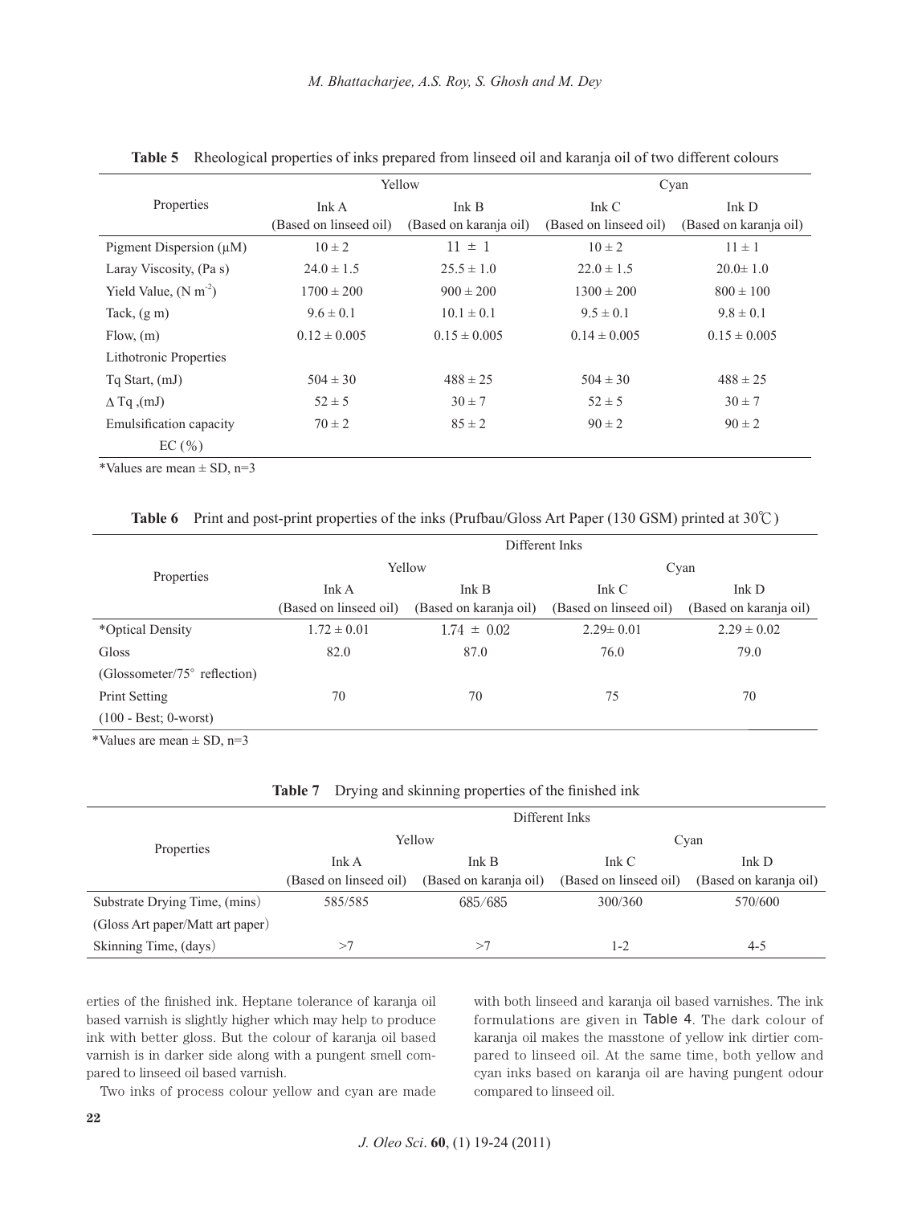**Table 5** Rheological properties of inks prepared from linseed oil and karanja oil of two different colours

| Properties | Yellow | | Cyan | |
|---|---|---|---|---|
| | Ink A (Based on linseed oil) | Ink B (Based on karanja oil) | Ink C (Based on linseed oil) | Ink D (Based on karanja oil) |
| Pigment Dispersion (μM) | 10 ± 2 | 11 ± 1 | 10 ± 2 | 11 ± 1 |
| Laray Viscosity, (Pa s) | 24.0 ± 1.5 | 25.5 ± 1.0 | 22.0 ± 1.5 | 20.0± 1.0 |
| Yield Value, (N $m^{-2}$) | 1700 ± 200 | 900 ± 200 | 1300 ± 200 | 800 ± 100 |
| Tack, (g m) | 9.6 ± 0.1 | 10.1 ± 0.1 | 9.5 ± 0.1 | 9.8 ± 0.1 |
| Flow, (m) | 0.12 ± 0.005 | 0.15 ± 0.005 | 0.14 ± 0.005 | 0.15 ± 0.005 |
| Lithotronic Properties | | | | |
| Tq Start, (mJ) | 504 ± 30 | 488 ± 25 | 504 ± 30 | 488 ± 25 |
| Δ Tq ,(mJ) | 52 ± 5 | 30 ± 7 | 52 ± 5 | 30 ± 7 |
| Emulsification capacity EC (%) | 70 ± 2 | 85 ± 2 | 90 ± 2 | 90 ± 2 |

*Values are mean ± SD, n=3

**Table 6** Print and post-print properties of the inks (Prufbau/Gloss Art Paper (130 GSM) printed at 30℃)

| Properties | Different Inks | | | |
|---|---|---|---|---|
| | Yellow | | Cyan | |
| | Ink A (Based on linseed oil) | Ink B (Based on karanja oil) | Ink C (Based on linseed oil) | Ink D (Based on karanja oil) |
| *Optical Density | 1.72 ± 0.01 | 1.74 ± 0.02 | 2.29± 0.01 | 2.29 ± 0.02 |
| Gloss (Glossometer/75° reflection) | 82.0 | 87.0 | 76.0 | 79.0 |
| Print Setting (100 - Best; 0-worst) | 70 | 70 | 75 | 70 |

*Values are mean ± SD, n=3

**Table 7** Drying and skinning properties of the finished ink

| Properties | Different Inks | | | |
|---|---|---|---|---|
| | Yellow | | Cyan | |
| | Ink A (Based on linseed oil) | Ink B (Based on karanja oil) | Ink C (Based on linseed oil) | Ink D (Based on karanja oil) |
| Substrate Drying Time, (mins) (Gloss Art paper/Matt art paper) | 585/585 | 685/685 | 300/360 | 570/600 |
| Skinning Time, (days) | >7 | >7 | 1-2 | 4-5 |

erties of the finished ink. Heptane tolerance of karanja oil based varnish is slightly higher which may help to produce ink with better gloss. But the colour of karanja oil based varnish is in darker side along with a pungent smell compared to linseed oil based varnish.

Two inks of process colour yellow and cyan are made with both linseed and karanja oil based varnishes. The ink formulations are given in Table 4. The dark colour of karanja oil makes the masstone of yellow ink dirtier compared to linseed oil. At the same time, both yellow and cyan inks based on karanja oil are having pungent odour compared to linseed oil.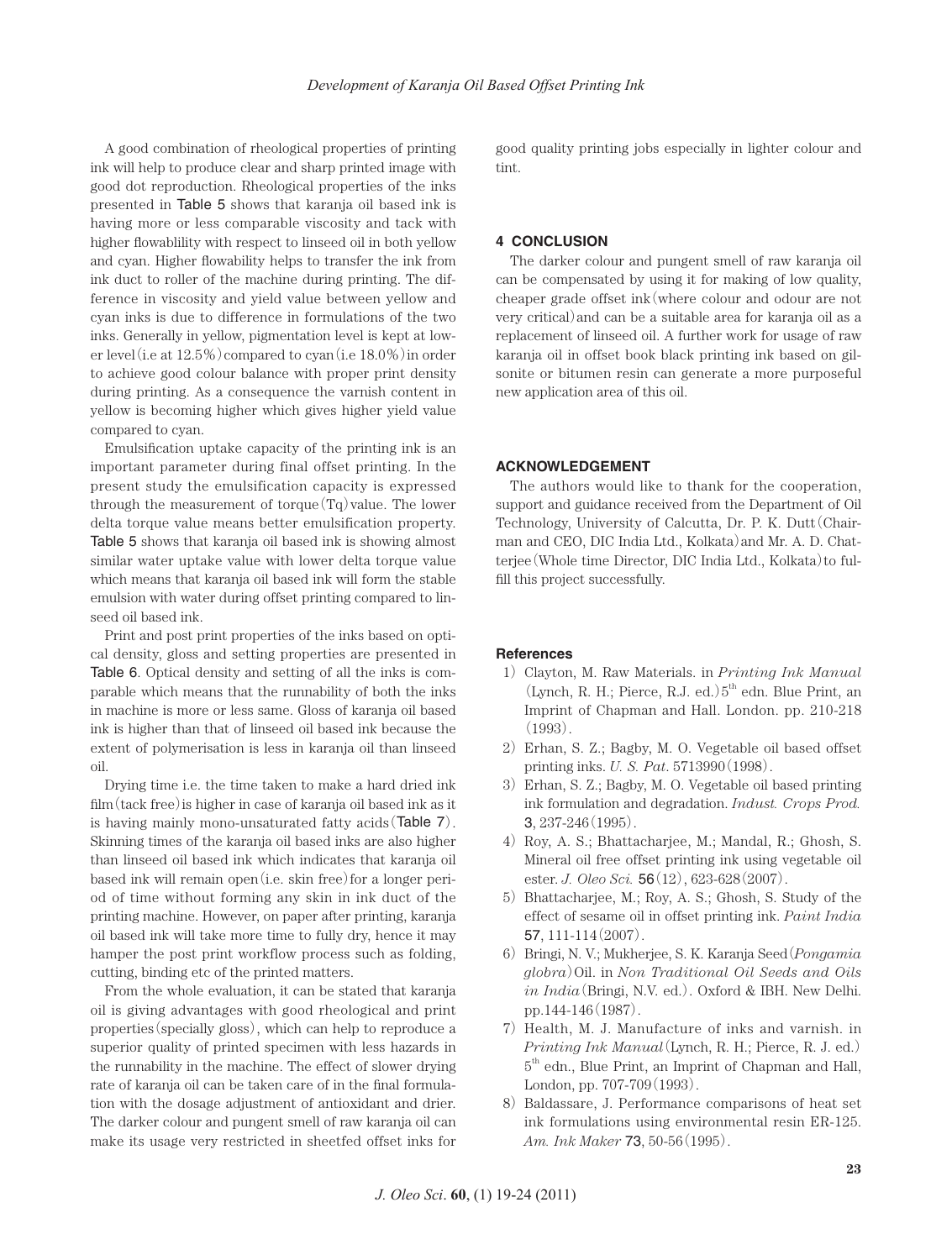A good combination of rheological properties of printing ink will help to produce clear and sharp printed image with good dot reproduction. Rheological properties of the inks presented in Table 5 shows that karanja oil based ink is having more or less comparable viscosity and tack with higher flowablility with respect to linseed oil in both yellow and cyan. Higher flowability helps to transfer the ink from ink duct to roller of the machine during printing. The difference in viscosity and yield value between yellow and cyan inks is due to difference in formulations of the two inks. Generally in yellow, pigmentation level is kept at lower level (i.e at 12.5%) compared to cyan (i.e 18.0%) in order to achieve good colour balance with proper print density during printing. As a consequence the varnish content in yellow is becoming higher which gives higher yield value compared to cyan.

Emulsification uptake capacity of the printing ink is an important parameter during final offset printing. In the present study the emulsification capacity is expressed through the measurement of torque (Tq) value. The lower delta torque value means better emulsification property. Table 5 shows that karanja oil based ink is showing almost similar water uptake value with lower delta torque value which means that karanja oil based ink will form the stable emulsion with water during offset printing compared to linseed oil based ink.

Print and post print properties of the inks based on optical density, gloss and setting properties are presented in Table 6. Optical density and setting of all the inks is comparable which means that the runnability of both the inks in machine is more or less same. Gloss of karanja oil based ink is higher than that of linseed oil based ink because the extent of polymerisation is less in karanja oil than linseed oil.

Drying time i.e. the time taken to make a hard dried ink film (tack free) is higher in case of karanja oil based ink as it is having mainly mono-unsaturated fatty acids (Table 7). Skinning times of the karanja oil based inks are also higher than linseed oil based ink which indicates that karanja oil based ink will remain open (i.e. skin free) for a longer period of time without forming any skin in ink duct of the printing machine. However, on paper after printing, karanja oil based ink will take more time to fully dry, hence it may hamper the post print workflow process such as folding, cutting, binding etc of the printed matters.

From the whole evaluation, it can be stated that karanja oil is giving advantages with good rheological and print properties (specially gloss), which can help to reproduce a superior quality of printed specimen with less hazards in the runnability in the machine. The effect of slower drying rate of karanja oil can be taken care of in the final formulation with the dosage adjustment of antioxidant and drier. The darker colour and pungent smell of raw karanja oil can make its usage very restricted in sheetfed offset inks for good quality printing jobs especially in lighter colour and tint.

## 4 CONCLUSION

The darker colour and pungent smell of raw karanja oil can be compensated by using it for making of low quality, cheaper grade offset ink (where colour and odour are not very critical) and can be a suitable area for karanja oil as a replacement of linseed oil. A further work for usage of raw karanja oil in offset book black printing ink based on gilsonite or bitumen resin can generate a more purposeful new application area of this oil.

## ACKNOWLEDGEMENT

The authors would like to thank for the cooperation, support and guidance received from the Department of Oil Technology, University of Calcutta, Dr. P. K. Dutt (Chairman and CEO, DIC India Ltd., Kolkata) and Mr. A. D. Chatterjee (Whole time Director, DIC India Ltd., Kolkata) to fulfill this project successfully.

## References

1) Clayton, M. Raw Materials. in *Printing Ink Manual* (Lynch, R. H.; Pierce, R.J. ed.) 5th edn. Blue Print, an Imprint of Chapman and Hall. London. pp. 210-218 (1993).
2) Erhan, S. Z.; Bagby, M. O. Vegetable oil based offset printing inks. *U. S. Pat.* 5713990 (1998).
3) Erhan, S. Z.; Bagby, M. O. Vegetable oil based printing ink formulation and degradation. *Indust. Crops Prod.* **3**, 237-246 (1995).
4) Roy, A. S.; Bhattacharjee, M.; Mandal, R.; Ghosh, S. Mineral oil free offset printing ink using vegetable oil ester. *J. Oleo Sci.* **56** (12), 623-628 (2007).
5) Bhattacharjee, M.; Roy, A. S.; Ghosh, S. Study of the effect of sesame oil in offset printing ink. *Paint India* **57**, 111-114 (2007).
6) Bringi, N. V.; Mukherjee, S. K. Karanja Seed (*Pongamia globra*) Oil. in *Non Traditional Oil Seeds and Oils in India* (Bringi, N.V. ed.). Oxford & IBH. New Delhi. pp.144-146 (1987).
7) Health, M. J. Manufacture of inks and varnish. in *Printing Ink Manual* (Lynch, R. H.; Pierce, R. J. ed.) 5th edn., Blue Print, an Imprint of Chapman and Hall, London, pp. 707-709 (1993).
8) Baldassare, J. Performance comparisons of heat set ink formulations using environmental resin ER-125. *Am. Ink Maker* **73**, 50-56 (1995).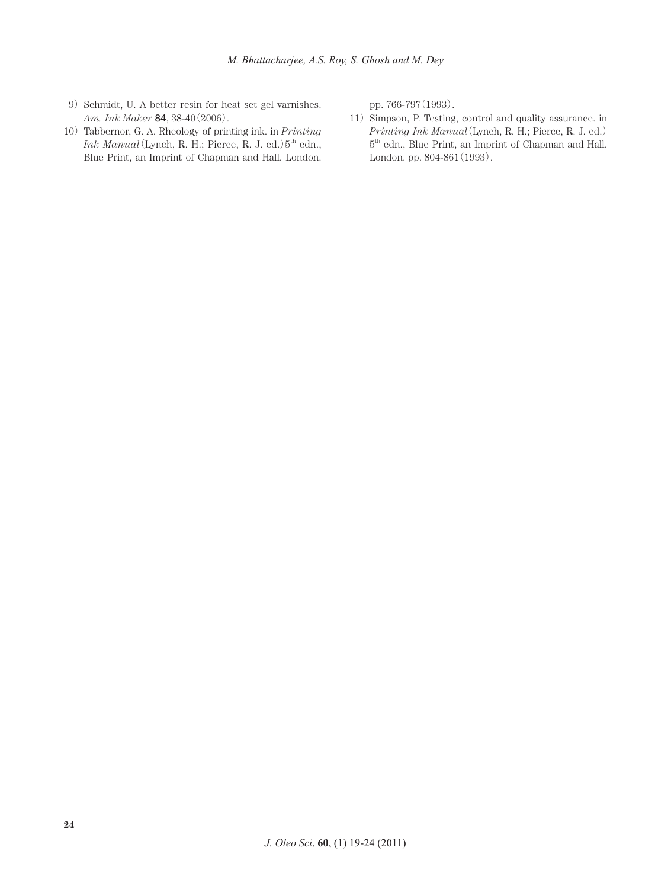9) Schmidt, U. A better resin for heat set gel varnishes. *Am. Ink Maker* **84**, 38-40 (2006).

10) Tabbernor, G. A. Rheology of printing ink. in *Printing Ink Manual* (Lynch, R. H.; Pierce, R. J. ed.) 5$^{th}$ edn., Blue Print, an Imprint of Chapman and Hall. London. pp. 766-797 (1993).

11) Simpson, P. Testing, control and quality assurance. in *Printing Ink Manual* (Lynch, R. H.; Pierce, R. J. ed.) 5$^{th}$ edn., Blue Print, an Imprint of Chapman and Hall. London. pp. 804-861 (1993).